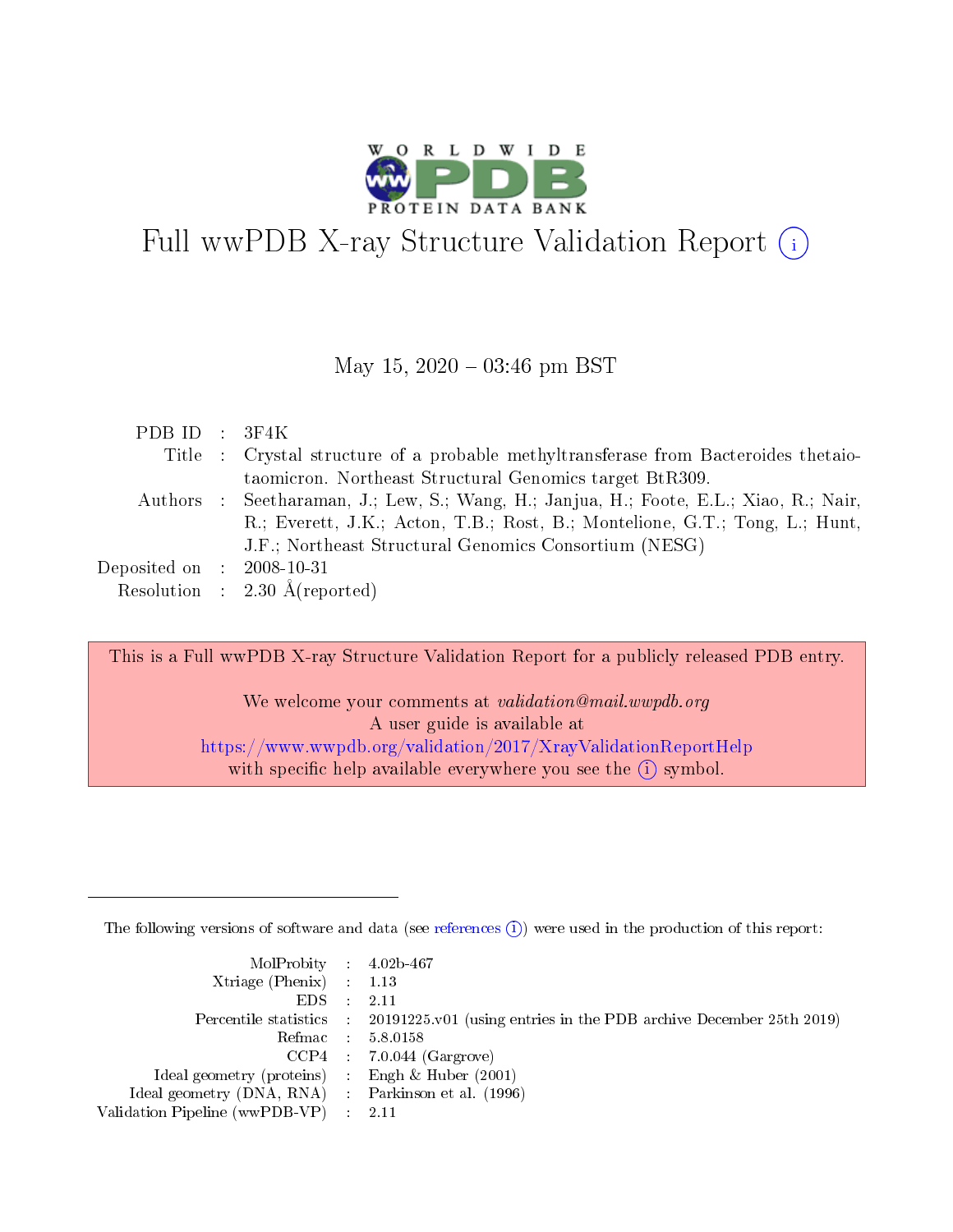# Full wwPDB X-ray Structure Validation Report (i)

May 15, 2020 – 03:46 pm BST

| | | |
|---|---|---|
| PDB ID | : | 3F4K |
| Title | : | Crystal structure of a probable methyltransferase from Bacteroides thetaiotaomicron. Northeast Structural Genomics target BtR309. |
| Authors | : | Seetharaman, J.; Lew, S.; Wang, H.; Janjua, H.; Foote, E.L.; Xiao, R.; Nair, R.; Everett, J.K.; Acton, T.B.; Rost, B.; Montelione, G.T.; Tong, L.; Hunt, J.F.; Northeast Structural Genomics Consortium (NESG) |
| Deposited on | : | 2008-10-31 |
| Resolution | : | 2.30 Å(reported) |

This is a Full wwPDB X-ray Structure Validation Report for a publicly released PDB entry.

We welcome your comments at *validation@mail.wwpdb.org*
A user guide is available at
https://www.wwpdb.org/validation/2017/XrayValidationReportHelp
with specific help available everywhere you see the (i) symbol.

---

The following versions of software and data (see references (i)) were used in the production of this report:

| | | |
|---|---|---|
| MolProbity | : | 4.02b-467 |
| Xtriage (Phenix) | : | 1.13 |
| EDS | : | 2.11 |
| Percentile statistics | : | 20191225.v01 (using entries in the PDB archive December 25th 2019) |
| Refmac | : | 5.8.0158 |
| CCP4 | : | 7.0.044 (Gargrove) |
| Ideal geometry (proteins) | : | Engh & Huber (2001) |
| Ideal geometry (DNA, RNA) | : | Parkinson et al. (1996) |
| Validation Pipeline (wwPDB-VP) | : | 2.11 |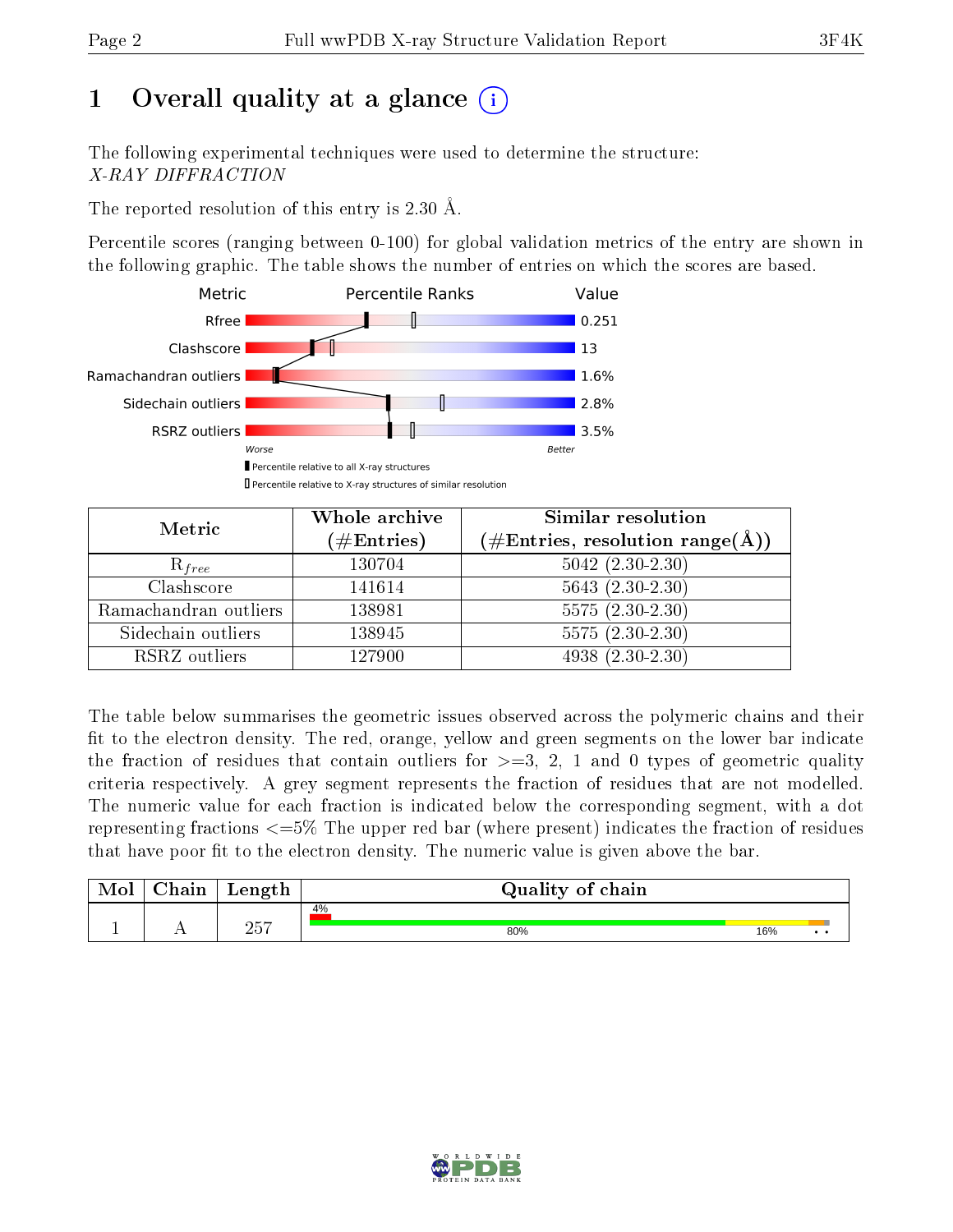# 1 Overall quality at a glance

The following experimental techniques were used to determine the structure:
*X-RAY DIFFRACTION*

The reported resolution of this entry is 2.30 Å.

Percentile scores (ranging between 0-100) for global validation metrics of the entry are shown in the following graphic. The table shows the number of entries on which the scores are based.

| Metric | Value |
|---|---|
| Rfree | 0.251 |
| Clashscore | 13 |
| Ramachandran outliers | 1.6% |
| Sidechain outliers | 2.8% |
| RSRZ outliers | 3.5% |

Worse — Better

▮ Percentile relative to all X-ray structures
▯ Percentile relative to X-ray structures of similar resolution

| Metric | Whole archive (#Entries) | Similar resolution (#Entries, resolution range(Å)) |
|---|---|---|
| $R_{free}$ | 130704 | 5042 (2.30-2.30) |
| Clashscore | 141614 | 5643 (2.30-2.30) |
| Ramachandran outliers | 138981 | 5575 (2.30-2.30) |
| Sidechain outliers | 138945 | 5575 (2.30-2.30) |
| RSRZ outliers | 127900 | 4938 (2.30-2.30) |

The table below summarises the geometric issues observed across the polymeric chains and their fit to the electron density. The red, orange, yellow and green segments on the lower bar indicate the fraction of residues that contain outliers for >=3, 2, 1 and 0 types of geometric quality criteria respectively. A grey segment represents the fraction of residues that are not modelled. The numeric value for each fraction is indicated below the corresponding segment, with a dot representing fractions <=5% The upper red bar (where present) indicates the fraction of residues that have poor fit to the electron density. The numeric value is given above the bar.

| Mol | Chain | Length | Quality of chain |
|---|---|---|---|
| 1 | A | 257 | 4% (poor fit); 80%, 16%, • • |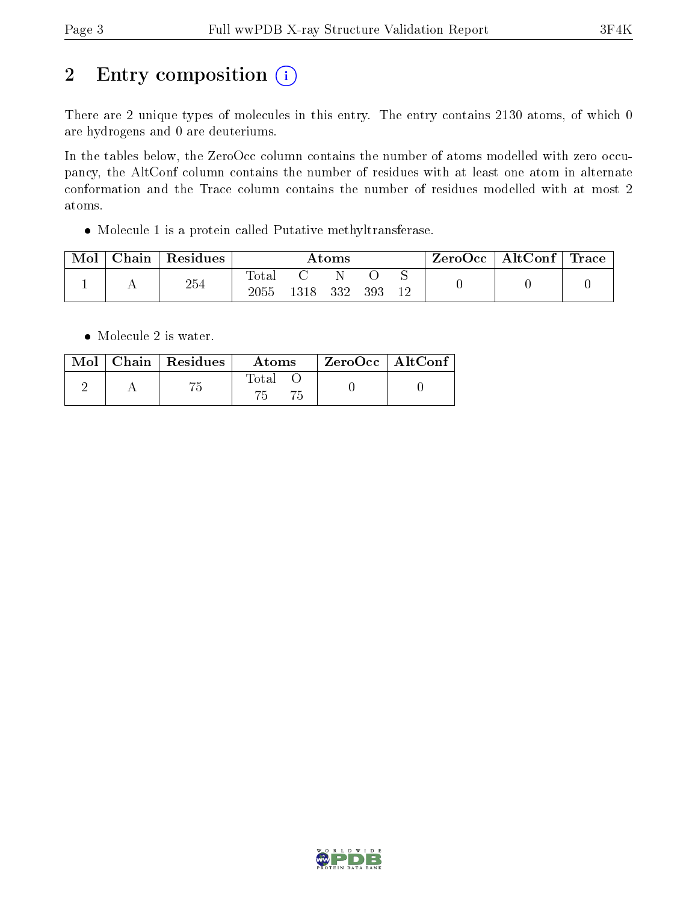## 2 Entry composition

There are 2 unique types of molecules in this entry. The entry contains 2130 atoms, of which 0 are hydrogens and 0 are deuteriums.

In the tables below, the ZeroOcc column contains the number of atoms modelled with zero occupancy, the AltConf column contains the number of residues with at least one atom in alternate conformation and the Trace column contains the number of residues modelled with at most 2 atoms.

- Molecule 1 is a protein called Putative methyltransferase.

| Mol | Chain | Residues | Atoms | | | | | ZeroOcc | AltConf | Trace |
|---|---|---|---|---|---|---|---|---|---|---|
| | | | Total | C | N | O | S | | | |
| 1 | A | 254 | 2055 | 1318 | 332 | 393 | 12 | 0 | 0 | 0 |

- Molecule 2 is water.

| Mol | Chain | Residues | Atoms | | ZeroOcc | AltConf |
|---|---|---|---|---|---|---|
| | | | Total | O | | |
| 2 | A | 75 | 75 | 75 | 0 | 0 |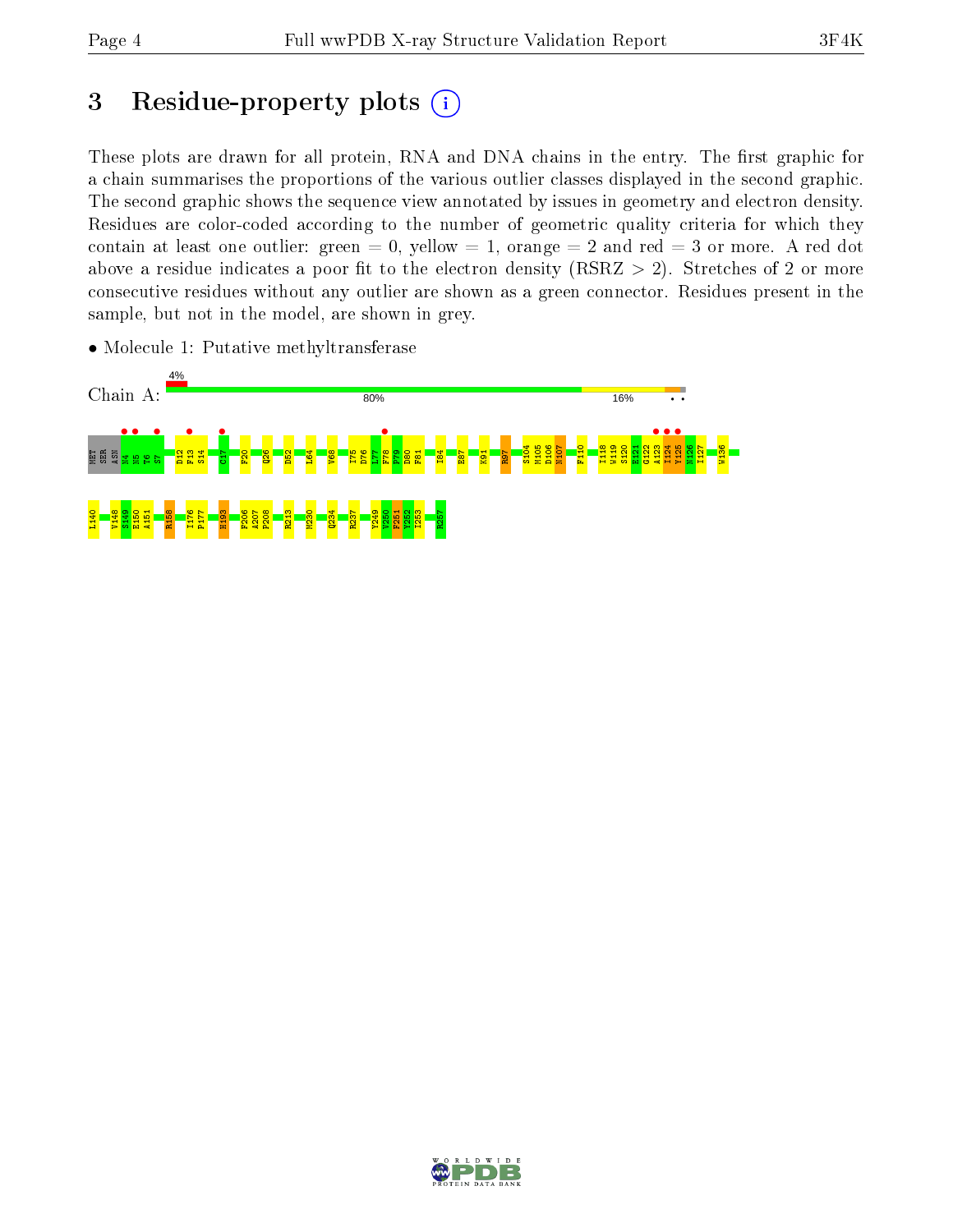# 3 Residue-property plots

These plots are drawn for all protein, RNA and DNA chains in the entry. The first graphic for a chain summarises the proportions of the various outlier classes displayed in the second graphic. The second graphic shows the sequence view annotated by issues in geometry and electron density. Residues are color-coded according to the number of geometric quality criteria for which they contain at least one outlier: green = 0, yellow = 1, orange = 2 and red = 3 or more. A red dot above a residue indicates a poor fit to the electron density (RSRZ > 2). Stretches of 2 or more consecutive residues without any outlier are shown as a green connector. Residues present in the sample, but not in the model, are shown in grey.

- Molecule 1: Putative methyltransferase

Chain A: 4% | 80% | 16%

MET SER ASN N4 N5 T6 S7 D12 F13 S14 C17 F20 Q26 D52 L64 V68 I75 D76 L77 F78 P79 D80 F81 I84 E87 K91 R97 S104 M105 D106 N107 F110 I118 W119 S120 E121 G122 A123 I124 Y125 N126 I127 W136

L140 V148 S149 E150 A151 R158 I176 P177 H193 F206 A207 P208 R213 M230 Q234 R237 Y249 V250 F251 Y252 I253 K257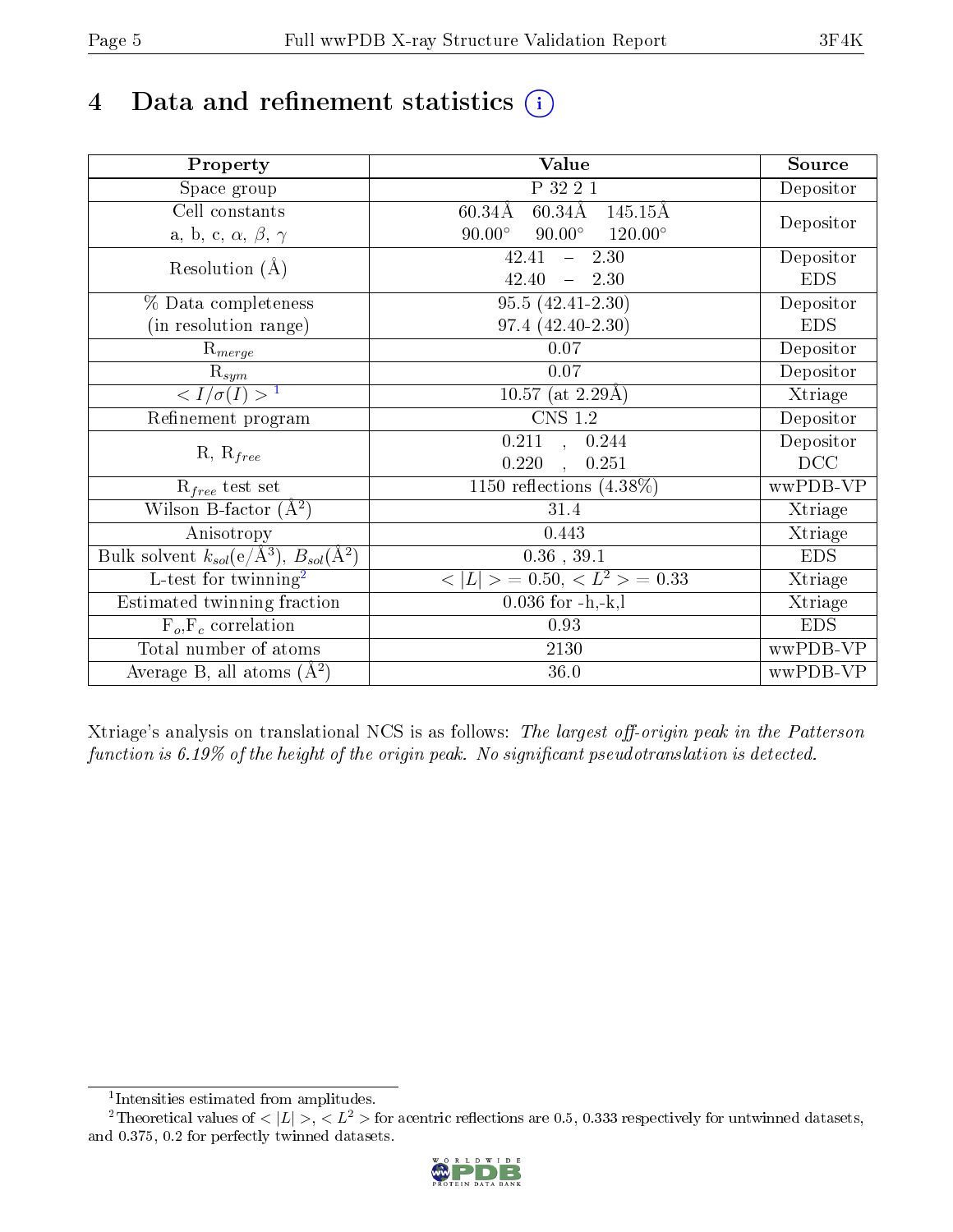# 4 Data and refinement statistics

| Property | Value | Source |
|---|---|---|
| Space group | P 32 2 1 | Depositor |
| Cell constants<br>a, b, c, $\alpha$, $\beta$, $\gamma$ | 60.34Å 60.34Å 145.15Å<br>90.00° 90.00° 120.00° | Depositor |
| Resolution (Å) | 42.41 – 2.30<br>42.40 – 2.30 | Depositor<br>EDS |
| % Data completeness<br>(in resolution range) | 95.5 (42.41-2.30)<br>97.4 (42.40-2.30) | Depositor<br>EDS |
| $R_{merge}$ | 0.07 | Depositor |
| $R_{sym}$ | 0.07 | Depositor |
| $< I/\sigma(I) >$ [1] | 10.57 (at 2.29Å) | Xtriage |
| Refinement program | CNS 1.2 | Depositor |
| R, $R_{free}$ | 0.211 , 0.244<br>0.220 , 0.251 | Depositor<br>DCC |
| $R_{free}$ test set | 1150 reflections (4.38%) | wwPDB-VP |
| Wilson B-factor (Å$^2$) | 31.4 | Xtriage |
| Anisotropy | 0.443 | Xtriage |
| Bulk solvent $k_{sol}$(e/Å$^3$), $B_{sol}$(Å$^2$) | 0.36 , 39.1 | EDS |
| L-test for twinning[2] | $< \|L\| > = 0.50$, $< L^2 > = 0.33$ | Xtriage |
| Estimated twinning fraction | 0.036 for -h,-k,l | Xtriage |
| $F_o$,$F_c$ correlation | 0.93 | EDS |
| Total number of atoms | 2130 | wwPDB-VP |
| Average B, all atoms (Å$^2$) | 36.0 | wwPDB-VP |

Xtriage's analysis on translational NCS is as follows: *The largest off-origin peak in the Patterson function is 6.19% of the height of the origin peak. No significant pseudotranslation is detected.*

[1] Intensities estimated from amplitudes.

[2] Theoretical values of $< |L| >$, $< L^2 >$ for acentric reflections are 0.5, 0.333 respectively for untwinned datasets, and 0.375, 0.2 for perfectly twinned datasets.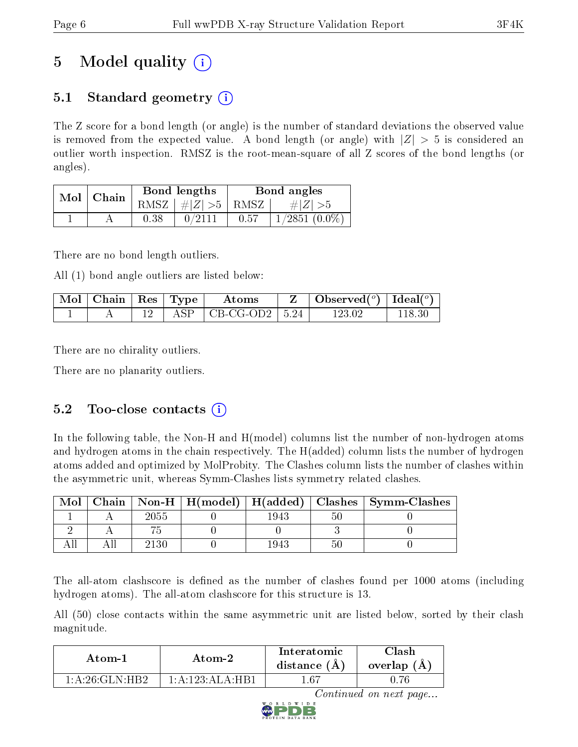# 5 Model quality (i)

## 5.1 Standard geometry (i)

The Z score for a bond length (or angle) is the number of standard deviations the observed value is removed from the expected value. A bond length (or angle) with $|Z| > 5$ is considered an outlier worth inspection. RMSZ is the root-mean-square of all Z scores of the bond lengths (or angles).

| Mol | Chain | Bond lengths | | Bond angles | |
|---|---|---|---|---|---|
| | | RMSZ | $\#\|Z\| > 5$ | RMSZ | $\#\|Z\| > 5$ |
| 1 | A | 0.38 | 0/2111 | 0.57 | 1/2851 (0.0%) |

There are no bond length outliers.

All (1) bond angle outliers are listed below:

| Mol | Chain | Res | Type | Atoms | Z | Observed(°) | Ideal(°) |
|---|---|---|---|---|---|---|---|
| 1 | A | 12 | ASP | CB-CG-OD2 | 5.24 | 123.02 | 118.30 |

There are no chirality outliers.

There are no planarity outliers.

## 5.2 Too-close contacts (i)

In the following table, the Non-H and H(model) columns list the number of non-hydrogen atoms and hydrogen atoms in the chain respectively. The H(added) column lists the number of hydrogen atoms added and optimized by MolProbity. The Clashes column lists the number of clashes within the asymmetric unit, whereas Symm-Clashes lists symmetry related clashes.

| Mol | Chain | Non-H | H(model) | H(added) | Clashes | Symm-Clashes |
|---|---|---|---|---|---|---|
| 1 | A | 2055 | 0 | 1943 | 50 | 0 |
| 2 | A | 75 | 0 | 0 | 3 | 0 |
| All | All | 2130 | 0 | 1943 | 50 | 0 |

The all-atom clashscore is defined as the number of clashes found per 1000 atoms (including hydrogen atoms). The all-atom clashscore for this structure is 13.

All (50) close contacts within the same asymmetric unit are listed below, sorted by their clash magnitude.

| Atom-1 | Atom-2 | Interatomic distance (Å) | Clash overlap (Å) |
|---|---|---|---|
| 1:A:26:GLN:HB2 | 1:A:123:ALA:HB1 | 1.67 | 0.76 |

*Continued on next page...*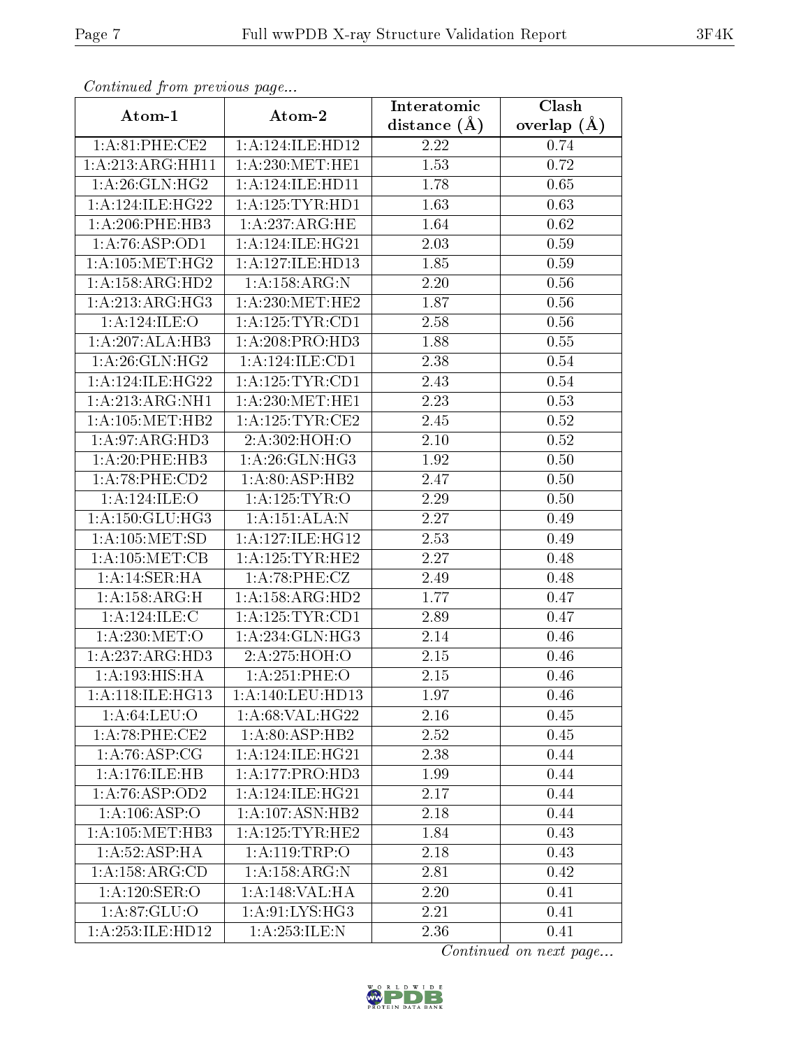*Continued from previous page...*

| Atom-1 | Atom-2 | Interatomic distance (Å) | Clash overlap (Å) |
|---|---|---|---|
| 1:A:81:PHE:CE2 | 1:A:124:ILE:HD12 | 2.22 | 0.74 |
| 1:A:213:ARG:HH11 | 1:A:230:MET:HE1 | 1.53 | 0.72 |
| 1:A:26:GLN:HG2 | 1:A:124:ILE:HD11 | 1.78 | 0.65 |
| 1:A:124:ILE:HG22 | 1:A:125:TYR:HD1 | 1.63 | 0.63 |
| 1:A:206:PHE:HB3 | 1:A:237:ARG:HE | 1.64 | 0.62 |
| 1:A:76:ASP:OD1 | 1:A:124:ILE:HG21 | 2.03 | 0.59 |
| 1:A:105:MET:HG2 | 1:A:127:ILE:HD13 | 1.85 | 0.59 |
| 1:A:158:ARG:HD2 | 1:A:158:ARG:N | 2.20 | 0.56 |
| 1:A:213:ARG:HG3 | 1:A:230:MET:HE2 | 1.87 | 0.56 |
| 1:A:124:ILE:O | 1:A:125:TYR:CD1 | 2.58 | 0.56 |
| 1:A:207:ALA:HB3 | 1:A:208:PRO:HD3 | 1.88 | 0.55 |
| 1:A:26:GLN:HG2 | 1:A:124:ILE:CD1 | 2.38 | 0.54 |
| 1:A:124:ILE:HG22 | 1:A:125:TYR:CD1 | 2.43 | 0.54 |
| 1:A:213:ARG:NH1 | 1:A:230:MET:HE1 | 2.23 | 0.53 |
| 1:A:105:MET:HB2 | 1:A:125:TYR:CE2 | 2.45 | 0.52 |
| 1:A:97:ARG:HD3 | 2:A:302:HOH:O | 2.10 | 0.52 |
| 1:A:20:PHE:HB3 | 1:A:26:GLN:HG3 | 1.92 | 0.50 |
| 1:A:78:PHE:CD2 | 1:A:80:ASP:HB2 | 2.47 | 0.50 |
| 1:A:124:ILE:O | 1:A:125:TYR:O | 2.29 | 0.50 |
| 1:A:150:GLU:HG3 | 1:A:151:ALA:N | 2.27 | 0.49 |
| 1:A:105:MET:SD | 1:A:127:ILE:HG12 | 2.53 | 0.49 |
| 1:A:105:MET:CB | 1:A:125:TYR:HE2 | 2.27 | 0.48 |
| 1:A:14:SER:HA | 1:A:78:PHE:CZ | 2.49 | 0.48 |
| 1:A:158:ARG:H | 1:A:158:ARG:HD2 | 1.77 | 0.47 |
| 1:A:124:ILE:C | 1:A:125:TYR:CD1 | 2.89 | 0.47 |
| 1:A:230:MET:O | 1:A:234:GLN:HG3 | 2.14 | 0.46 |
| 1:A:237:ARG:HD3 | 2:A:275:HOH:O | 2.15 | 0.46 |
| 1:A:193:HIS:HA | 1:A:251:PHE:O | 2.15 | 0.46 |
| 1:A:118:ILE:HG13 | 1:A:140:LEU:HD13 | 1.97 | 0.46 |
| 1:A:64:LEU:O | 1:A:68:VAL:HG22 | 2.16 | 0.45 |
| 1:A:78:PHE:CE2 | 1:A:80:ASP:HB2 | 2.52 | 0.45 |
| 1:A:76:ASP:CG | 1:A:124:ILE:HG21 | 2.38 | 0.44 |
| 1:A:176:ILE:HB | 1:A:177:PRO:HD3 | 1.99 | 0.44 |
| 1:A:76:ASP:OD2 | 1:A:124:ILE:HG21 | 2.17 | 0.44 |
| 1:A:106:ASP:O | 1:A:107:ASN:HB2 | 2.18 | 0.44 |
| 1:A:105:MET:HB3 | 1:A:125:TYR:HE2 | 1.84 | 0.43 |
| 1:A:52:ASP:HA | 1:A:119:TRP:O | 2.18 | 0.43 |
| 1:A:158:ARG:CD | 1:A:158:ARG:N | 2.81 | 0.42 |
| 1:A:120:SER:O | 1:A:148:VAL:HA | 2.20 | 0.41 |
| 1:A:87:GLU:O | 1:A:91:LYS:HG3 | 2.21 | 0.41 |
| 1:A:253:ILE:HD12 | 1:A:253:ILE:N | 2.36 | 0.41 |

*Continued on next page...*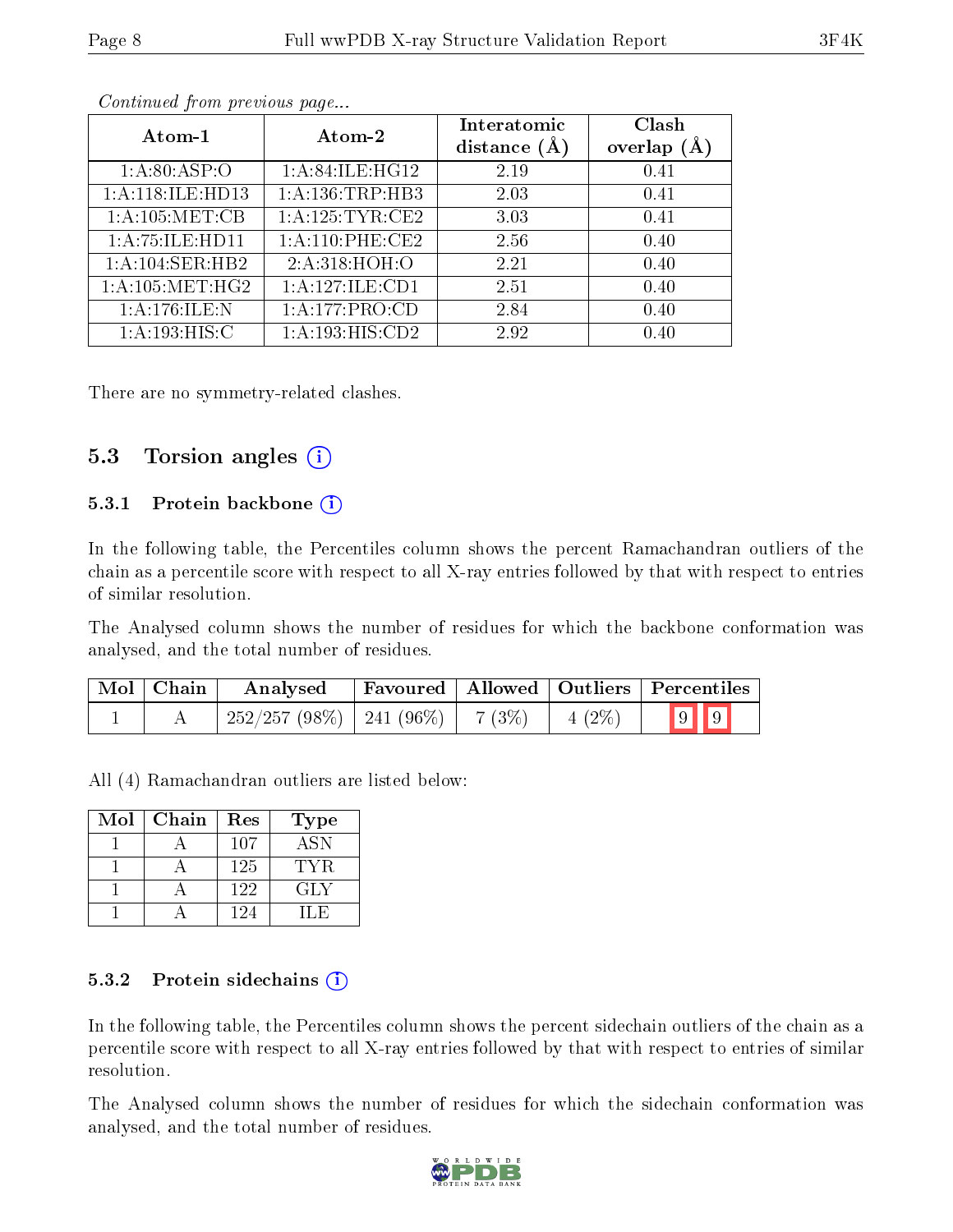*Continued from previous page...*

| Atom-1 | Atom-2 | Interatomic distance (Å) | Clash overlap (Å) |
|---|---|---|---|
| 1:A:80:ASP:O | 1:A:84:ILE:HG12 | 2.19 | 0.41 |
| 1:A:118:ILE:HD13 | 1:A:136:TRP:HB3 | 2.03 | 0.41 |
| 1:A:105:MET:CB | 1:A:125:TYR:CE2 | 3.03 | 0.41 |
| 1:A:75:ILE:HD11 | 1:A:110:PHE:CE2 | 2.56 | 0.40 |
| 1:A:104:SER:HB2 | 2:A:318:HOH:O | 2.21 | 0.40 |
| 1:A:105:MET:HG2 | 1:A:127:ILE:CD1 | 2.51 | 0.40 |
| 1:A:176:ILE:N | 1:A:177:PRO:CD | 2.84 | 0.40 |
| 1:A:193:HIS:C | 1:A:193:HIS:CD2 | 2.92 | 0.40 |

There are no symmetry-related clashes.

## 5.3 Torsion angles (i)

### 5.3.1 Protein backbone (i)

In the following table, the Percentiles column shows the percent Ramachandran outliers of the chain as a percentile score with respect to all X-ray entries followed by that with respect to entries of similar resolution.

The Analysed column shows the number of residues for which the backbone conformation was analysed, and the total number of residues.

| Mol | Chain | Analysed | Favoured | Allowed | Outliers | Percentiles |
|---|---|---|---|---|---|---|
| 1 | A | 252/257 (98%) | 241 (96%) | 7 (3%) | 4 (2%) | 9 9 |

All (4) Ramachandran outliers are listed below:

| Mol | Chain | Res | Type |
|---|---|---|---|
| 1 | A | 107 | ASN |
| 1 | A | 125 | TYR |
| 1 | A | 122 | GLY |
| 1 | A | 124 | ILE |

### 5.3.2 Protein sidechains (i)

In the following table, the Percentiles column shows the percent sidechain outliers of the chain as a percentile score with respect to all X-ray entries followed by that with respect to entries of similar resolution.

The Analysed column shows the number of residues for which the sidechain conformation was analysed, and the total number of residues.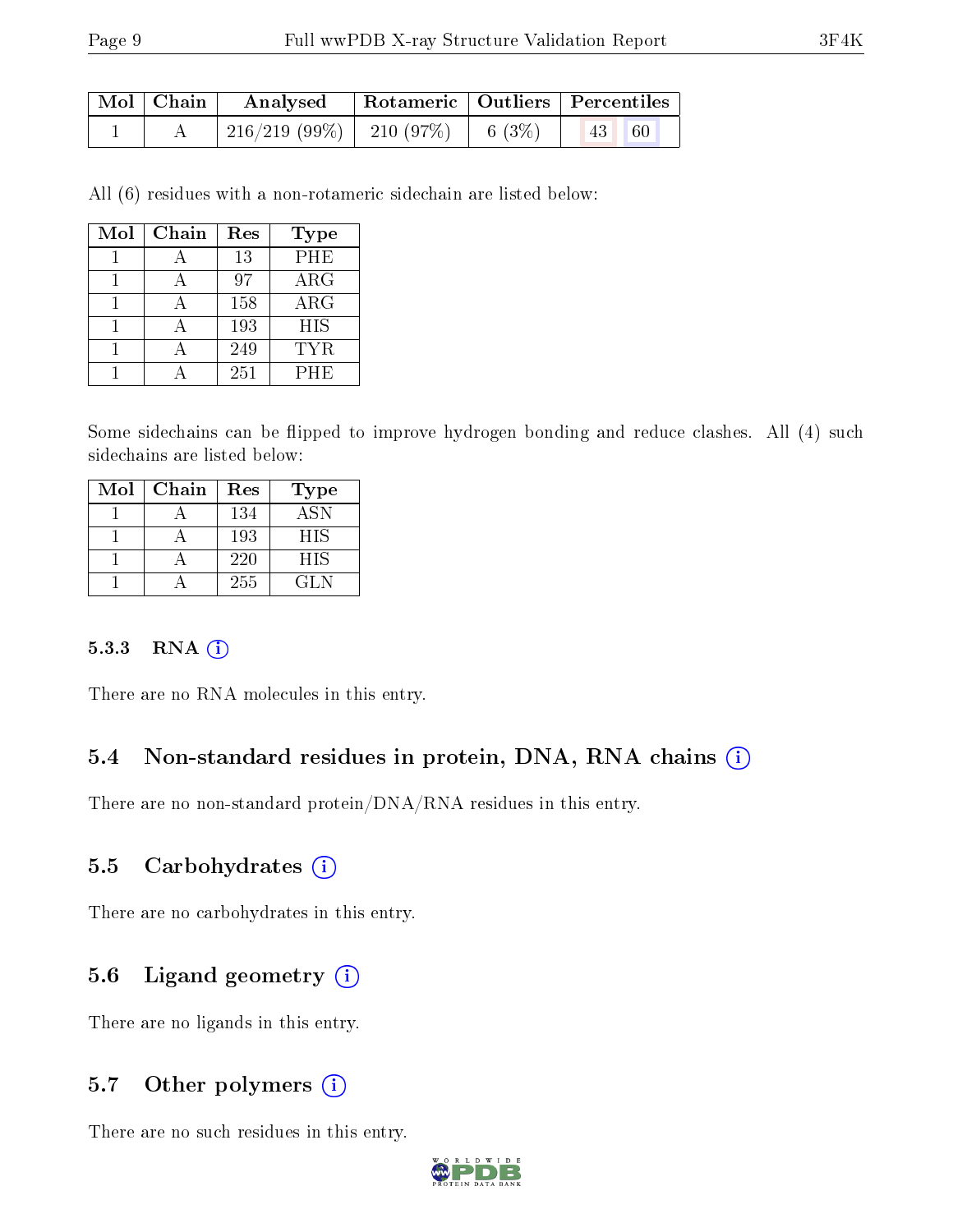| Mol | Chain | Analysed | Rotameric | Outliers | Percentiles | |
|---|---|---|---|---|---|---|
| 1 | A | 216/219 (99%) | 210 (97%) | 6 (3%) | 43 | 60 |

All (6) residues with a non-rotameric sidechain are listed below:

| Mol | Chain | Res | Type |
|---|---|---|---|
| 1 | A | 13 | PHE |
| 1 | A | 97 | ARG |
| 1 | A | 158 | ARG |
| 1 | A | 193 | HIS |
| 1 | A | 249 | TYR |
| 1 | A | 251 | PHE |

Some sidechains can be flipped to improve hydrogen bonding and reduce clashes. All (4) such sidechains are listed below:

| Mol | Chain | Res | Type |
|---|---|---|---|
| 1 | A | 134 | ASN |
| 1 | A | 193 | HIS |
| 1 | A | 220 | HIS |
| 1 | A | 255 | GLN |

#### 5.3.3 RNA

There are no RNA molecules in this entry.

### 5.4 Non-standard residues in protein, DNA, RNA chains

There are no non-standard protein/DNA/RNA residues in this entry.

### 5.5 Carbohydrates

There are no carbohydrates in this entry.

### 5.6 Ligand geometry

There are no ligands in this entry.

### 5.7 Other polymers

There are no such residues in this entry.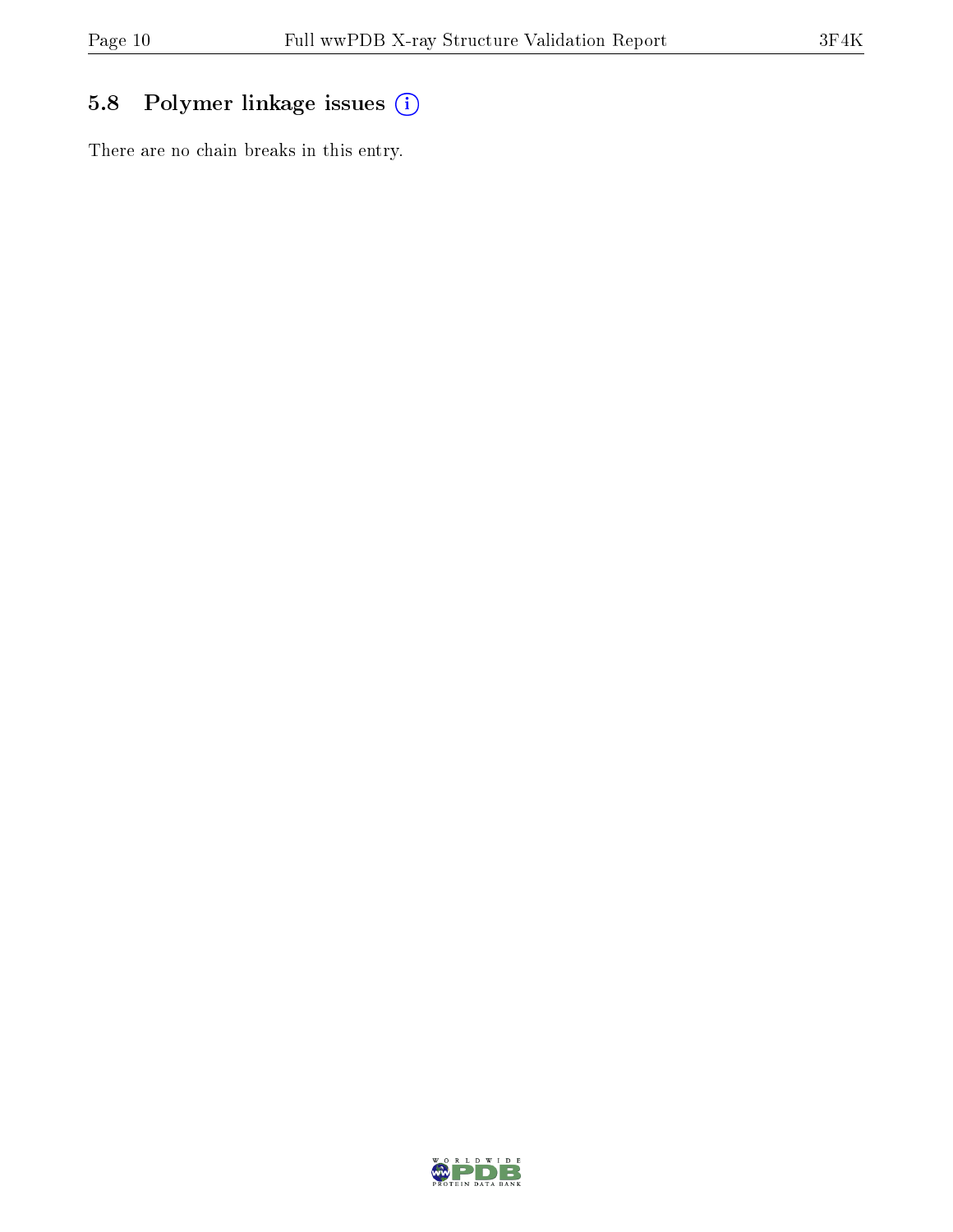## 5.8 Polymer linkage issues

There are no chain breaks in this entry.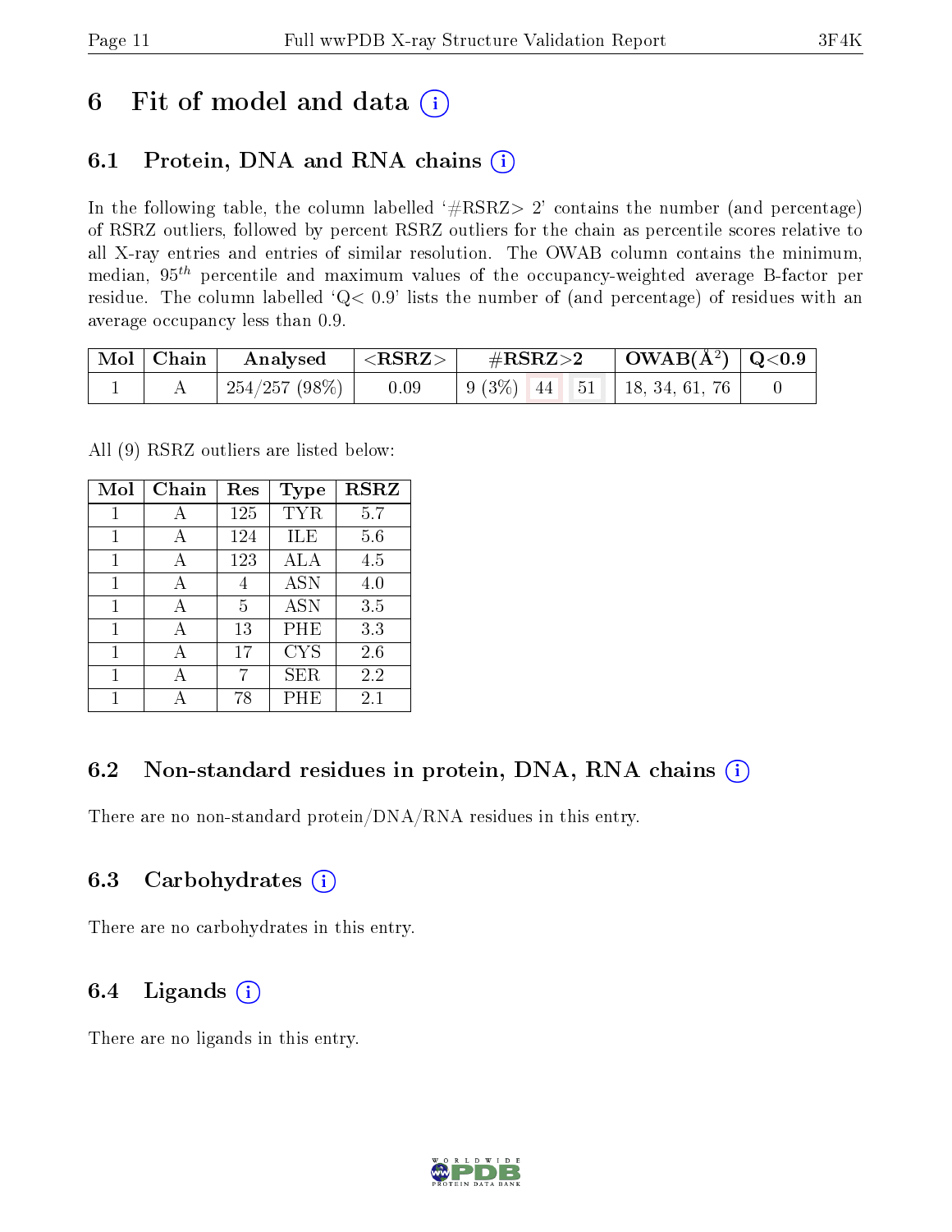# 6 Fit of model and data

## 6.1 Protein, DNA and RNA chains

In the following table, the column labelled '#RSRZ> 2' contains the number (and percentage) of RSRZ outliers, followed by percent RSRZ outliers for the chain as percentile scores relative to all X-ray entries and entries of similar resolution. The OWAB column contains the minimum, median, $95^{th}$ percentile and maximum values of the occupancy-weighted average B-factor per residue. The column labelled 'Q< 0.9' lists the number of (and percentage) of residues with an average occupancy less than 0.9.

| Mol | Chain | Analysed | <RSRZ> | #RSRZ>2 | | | OWAB(Å²) | Q<0.9 |
|---|---|---|---|---|---|---|---|---|
| 1 | A | 254/257 (98%) | 0.09 | 9 (3%) | 44 | 51 | 18, 34, 61, 76 | 0 |

All (9) RSRZ outliers are listed below:

| Mol | Chain | Res | Type | RSRZ |
|---|---|---|---|---|
| 1 | A | 125 | TYR | 5.7 |
| 1 | A | 124 | ILE | 5.6 |
| 1 | A | 123 | ALA | 4.5 |
| 1 | A | 4 | ASN | 4.0 |
| 1 | A | 5 | ASN | 3.5 |
| 1 | A | 13 | PHE | 3.3 |
| 1 | A | 17 | CYS | 2.6 |
| 1 | A | 7 | SER | 2.2 |
| 1 | A | 78 | PHE | 2.1 |

## 6.2 Non-standard residues in protein, DNA, RNA chains

There are no non-standard protein/DNA/RNA residues in this entry.

## 6.3 Carbohydrates

There are no carbohydrates in this entry.

## 6.4 Ligands

There are no ligands in this entry.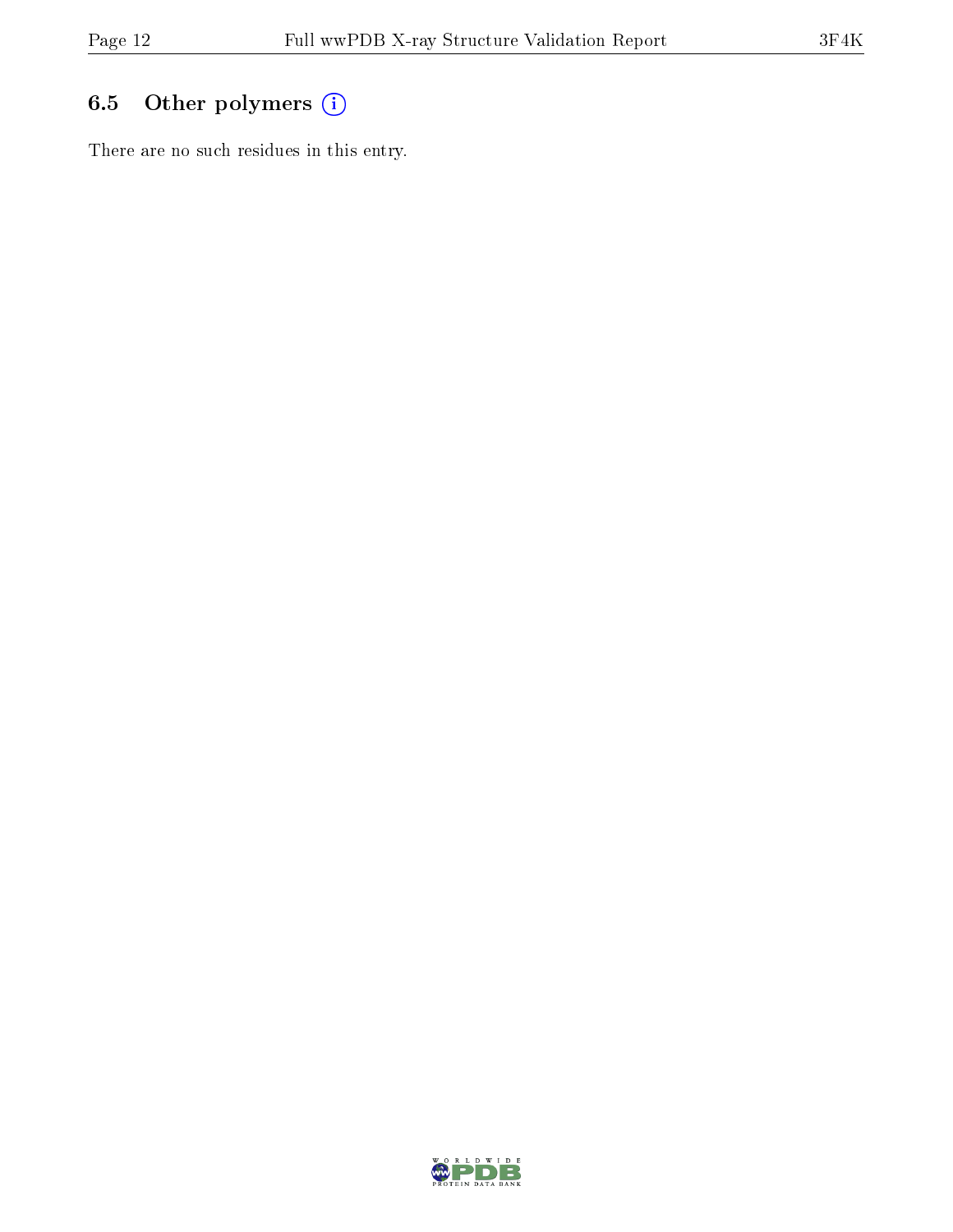## 6.5 Other polymers

There are no such residues in this entry.